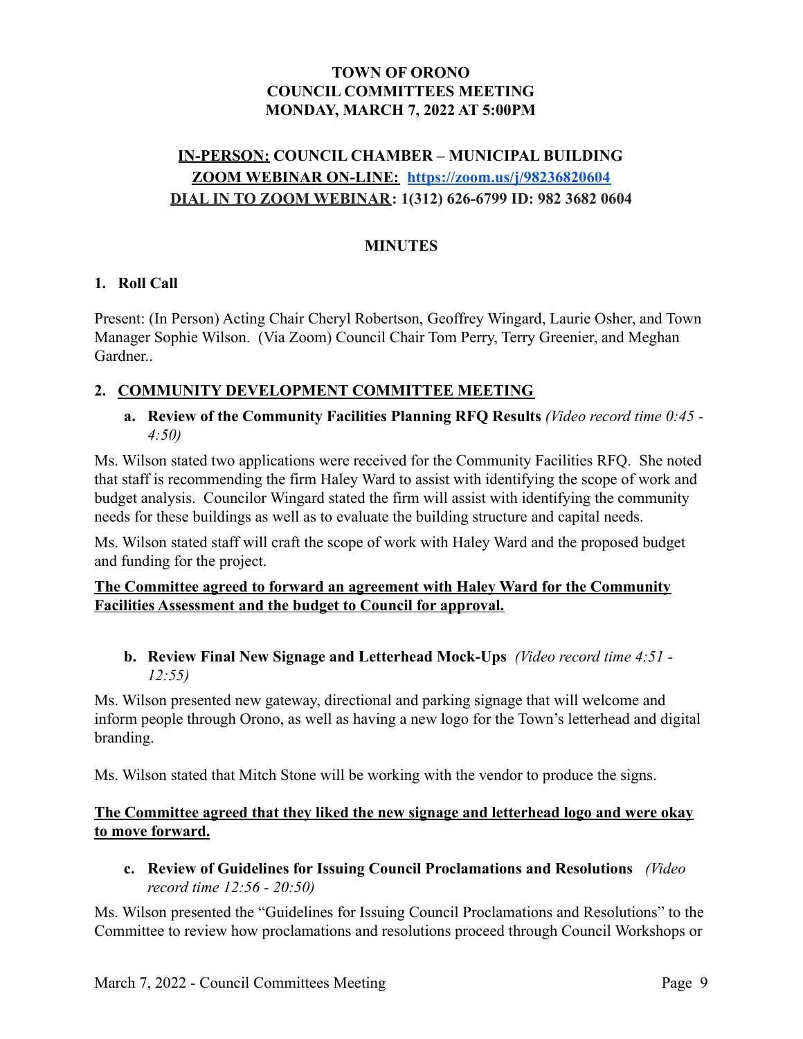**TOWN OF ORONO**
**COUNCIL COMMITTEES MEETING**
**MONDAY, MARCH 7, 2022 AT 5:00PM**

**IN-PERSON: COUNCIL CHAMBER – MUNICIPAL BUILDING**
**ZOOM WEBINAR ON-LINE: [https://zoom.us/j/98236820604](https://zoom.us/j/98236820604)**
**DIAL IN TO ZOOM WEBINAR: 1(312) 626-6799 ID: 982 3682 0604**

## MINUTES

### 1. Roll Call

Present: (In Person) Acting Chair Cheryl Robertson, Geoffrey Wingard, Laurie Osher, and Town Manager Sophie Wilson. (Via Zoom) Council Chair Tom Perry, Terry Greenier, and Meghan Gardner..

### 2. COMMUNITY DEVELOPMENT COMMITTEE MEETING

**a. Review of the Community Facilities Planning RFQ Results** *(Video record time 0:45 - 4:50)*

Ms. Wilson stated two applications were received for the Community Facilities RFQ. She noted that staff is recommending the firm Haley Ward to assist with identifying the scope of work and budget analysis. Councilor Wingard stated the firm will assist with identifying the community needs for these buildings as well as to evaluate the building structure and capital needs.

Ms. Wilson stated staff will craft the scope of work with Haley Ward and the proposed budget and funding for the project.

**The Committee agreed to forward an agreement with Haley Ward for the Community Facilities Assessment and the budget to Council for approval.**

**b. Review Final New Signage and Letterhead Mock-Ups** *(Video record time 4:51 - 12:55)*

Ms. Wilson presented new gateway, directional and parking signage that will welcome and inform people through Orono, as well as having a new logo for the Town's letterhead and digital branding.

Ms. Wilson stated that Mitch Stone will be working with the vendor to produce the signs.

**The Committee agreed that they liked the new signage and letterhead logo and were okay to move forward.**

**c. Review of Guidelines for Issuing Council Proclamations and Resolutions** *(Video record time 12:56 - 20:50)*

Ms. Wilson presented the "Guidelines for Issuing Council Proclamations and Resolutions" to the Committee to review how proclamations and resolutions proceed through Council Workshops or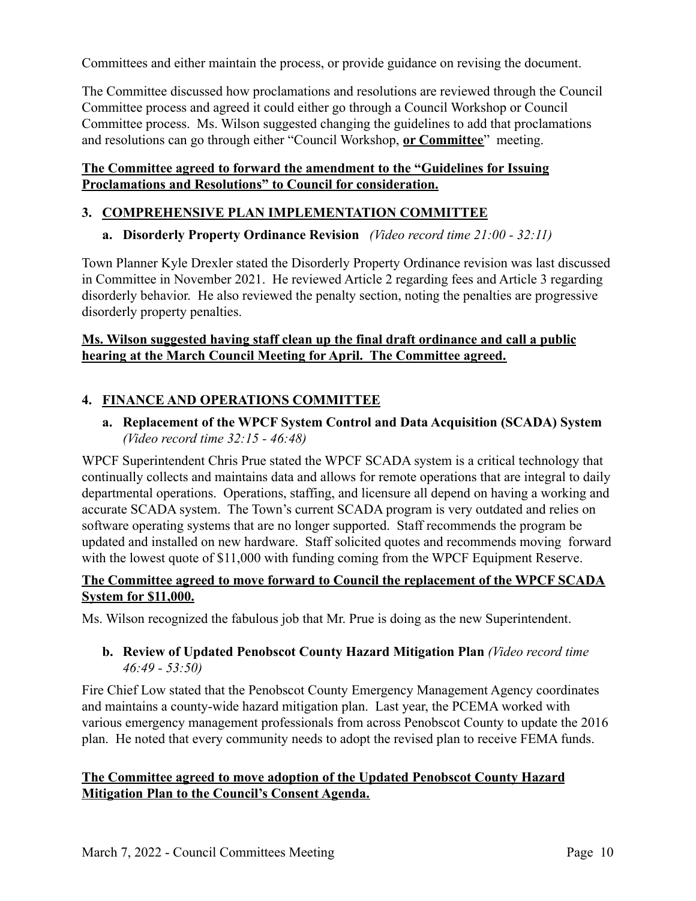Committees and either maintain the process, or provide guidance on revising the document.

The Committee discussed how proclamations and resolutions are reviewed through the Council Committee process and agreed it could either go through a Council Workshop or Council Committee process. Ms. Wilson suggested changing the guidelines to add that proclamations and resolutions can go through either "Council Workshop, **or Committee**" meeting.

**The Committee agreed to forward the amendment to the "Guidelines for Issuing Proclamations and Resolutions" to Council for consideration.**

## 3. COMPREHENSIVE PLAN IMPLEMENTATION COMMITTEE

### a. Disorderly Property Ordinance Revision *(Video record time 21:00 - 32:11)*

Town Planner Kyle Drexler stated the Disorderly Property Ordinance revision was last discussed in Committee in November 2021. He reviewed Article 2 regarding fees and Article 3 regarding disorderly behavior. He also reviewed the penalty section, noting the penalties are progressive disorderly property penalties.

**Ms. Wilson suggested having staff clean up the final draft ordinance and call a public hearing at the March Council Meeting for April. The Committee agreed.**

## 4. FINANCE AND OPERATIONS COMMITTEE

### a. Replacement of the WPCF System Control and Data Acquisition (SCADA) System *(Video record time 32:15 - 46:48)*

WPCF Superintendent Chris Prue stated the WPCF SCADA system is a critical technology that continually collects and maintains data and allows for remote operations that are integral to daily departmental operations. Operations, staffing, and licensure all depend on having a working and accurate SCADA system. The Town's current SCADA program is very outdated and relies on software operating systems that are no longer supported. Staff recommends the program be updated and installed on new hardware. Staff solicited quotes and recommends moving forward with the lowest quote of $11,000 with funding coming from the WPCF Equipment Reserve.

**The Committee agreed to move forward to Council the replacement of the WPCF SCADA System for $11,000.**

Ms. Wilson recognized the fabulous job that Mr. Prue is doing as the new Superintendent.

### b. Review of Updated Penobscot County Hazard Mitigation Plan *(Video record time 46:49 - 53:50)*

Fire Chief Low stated that the Penobscot County Emergency Management Agency coordinates and maintains a county-wide hazard mitigation plan. Last year, the PCEMA worked with various emergency management professionals from across Penobscot County to update the 2016 plan. He noted that every community needs to adopt the revised plan to receive FEMA funds.

**The Committee agreed to move adoption of the Updated Penobscot County Hazard Mitigation Plan to the Council's Consent Agenda.**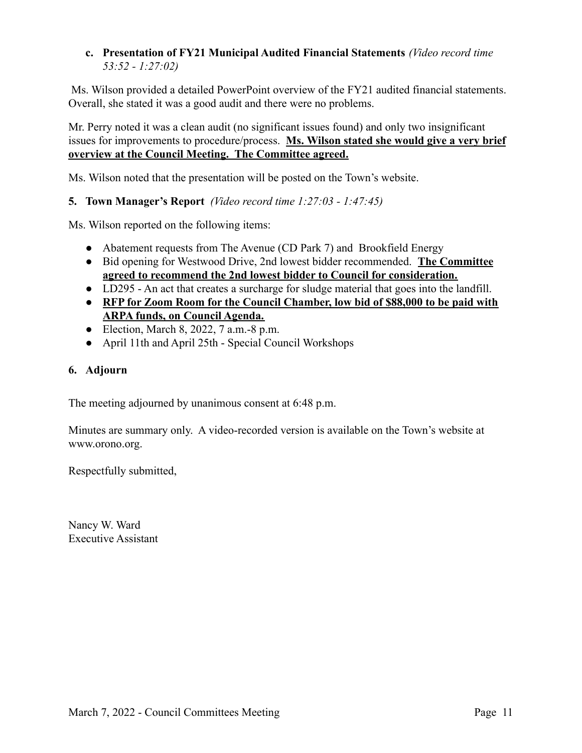**c. Presentation of FY21 Municipal Audited Financial Statements** *(Video record time 53:52 - 1:27:02)*

Ms. Wilson provided a detailed PowerPoint overview of the FY21 audited financial statements. Overall, she stated it was a good audit and there were no problems.

Mr. Perry noted it was a clean audit (no significant issues found) and only two insignificant issues for improvements to procedure/process. **<u>Ms. Wilson stated she would give a very brief overview at the Council Meeting. The Committee agreed.</u>**

Ms. Wilson noted that the presentation will be posted on the Town's website.

**5. Town Manager's Report** *(Video record time 1:27:03 - 1:47:45)*

Ms. Wilson reported on the following items:

- Abatement requests from The Avenue (CD Park 7) and Brookfield Energy
- Bid opening for Westwood Drive, 2nd lowest bidder recommended. **<u>The Committee agreed to recommend the 2nd lowest bidder to Council for consideration.</u>**
- LD295 - An act that creates a surcharge for sludge material that goes into the landfill.
- **<u>RFP for Zoom Room for the Council Chamber, low bid of $88,000 to be paid with ARPA funds, on Council Agenda.</u>**
- Election, March 8, 2022, 7 a.m.-8 p.m.
- April 11th and April 25th - Special Council Workshops

**6. Adjourn**

The meeting adjourned by unanimous consent at 6:48 p.m.

Minutes are summary only. A video-recorded version is available on the Town's website at www.orono.org.

Respectfully submitted,

Nancy W. Ward
Executive Assistant